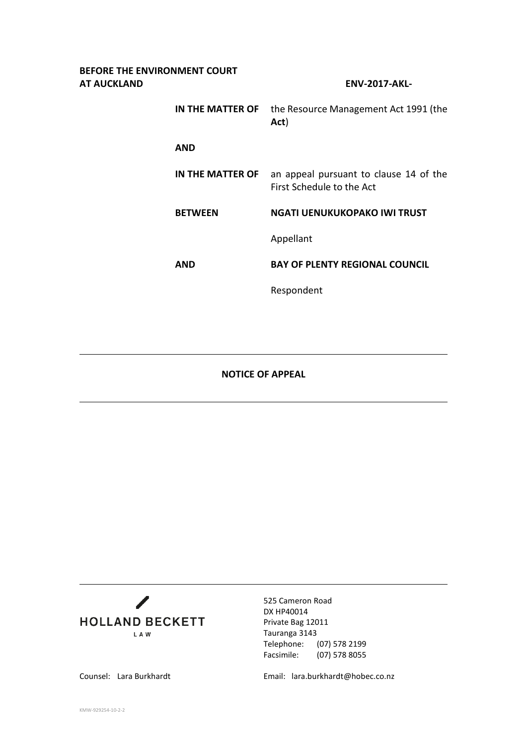**BEFORE THE ENVIRONMENT COURT**
**AT AUCKLAND** **ENV-2017-AKL-**

**IN THE MATTER OF** the Resource Management Act 1991 (the **Act**)

**AND**

**IN THE MATTER OF** an appeal pursuant to clause 14 of the First Schedule to the Act

**BETWEEN** **NGATI UENUKUKOPAKO IWI TRUST**

Appellant

**AND** **BAY OF PLENTY REGIONAL COUNCIL**

Respondent

---

**NOTICE OF APPEAL**

---

HOLLAND BECKETT
LAW

525 Cameron Road
DX HP40014
Private Bag 12011
Tauranga 3143
Telephone: (07) 578 2199
Facsimile: (07) 578 8055

Counsel: Lara Burkhardt

Email: lara.burkhardt@hobec.co.nz

KMW-929254-10-2-2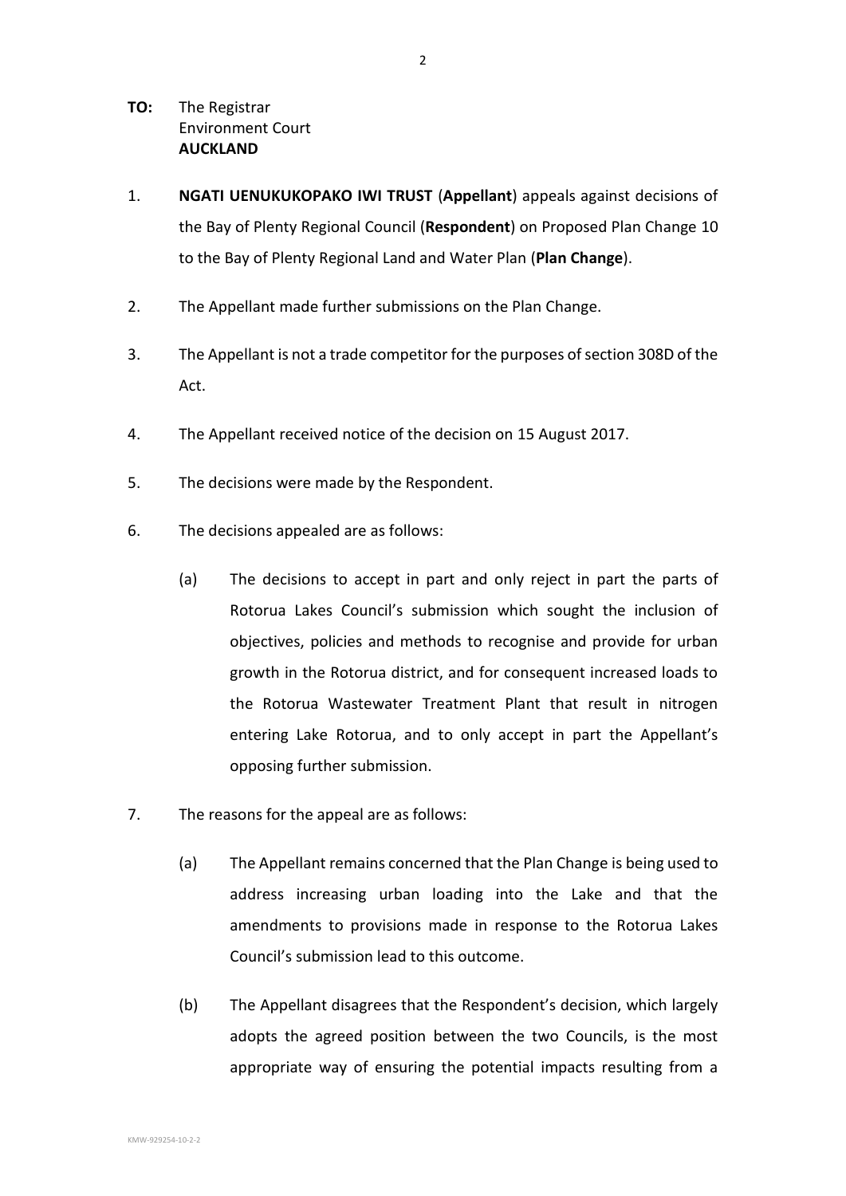**TO:** The Registrar
Environment Court
**AUCKLAND**

1. **NGATI UENUKUKOPAKO IWI TRUST** (**Appellant**) appeals against decisions of the Bay of Plenty Regional Council (**Respondent**) on Proposed Plan Change 10 to the Bay of Plenty Regional Land and Water Plan (**Plan Change**).

2. The Appellant made further submissions on the Plan Change.

3. The Appellant is not a trade competitor for the purposes of section 308D of the Act.

4. The Appellant received notice of the decision on 15 August 2017.

5. The decisions were made by the Respondent.

6. The decisions appealed are as follows:

   (a) The decisions to accept in part and only reject in part the parts of Rotorua Lakes Council's submission which sought the inclusion of objectives, policies and methods to recognise and provide for urban growth in the Rotorua district, and for consequent increased loads to the Rotorua Wastewater Treatment Plant that result in nitrogen entering Lake Rotorua, and to only accept in part the Appellant's opposing further submission.

7. The reasons for the appeal are as follows:

   (a) The Appellant remains concerned that the Plan Change is being used to address increasing urban loading into the Lake and that the amendments to provisions made in response to the Rotorua Lakes Council's submission lead to this outcome.

   (b) The Appellant disagrees that the Respondent's decision, which largely adopts the agreed position between the two Councils, is the most appropriate way of ensuring the potential impacts resulting from a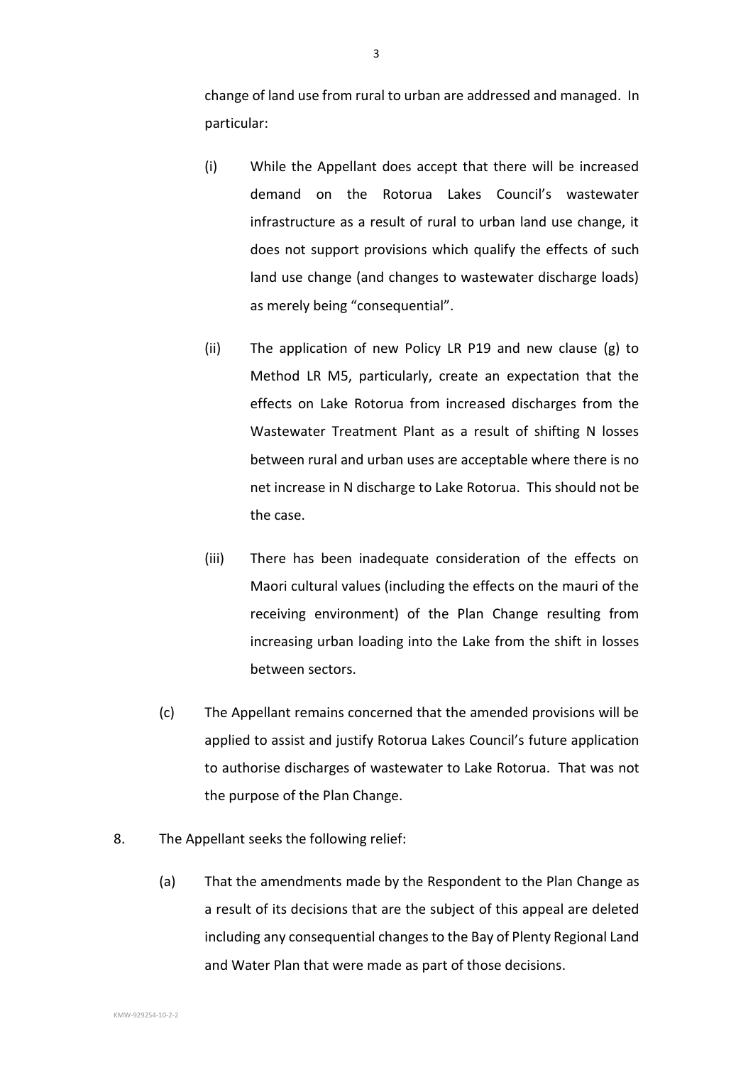change of land use from rural to urban are addressed and managed. In particular:

(i) While the Appellant does accept that there will be increased demand on the Rotorua Lakes Council's wastewater infrastructure as a result of rural to urban land use change, it does not support provisions which qualify the effects of such land use change (and changes to wastewater discharge loads) as merely being "consequential".

(ii) The application of new Policy LR P19 and new clause (g) to Method LR M5, particularly, create an expectation that the effects on Lake Rotorua from increased discharges from the Wastewater Treatment Plant as a result of shifting N losses between rural and urban uses are acceptable where there is no net increase in N discharge to Lake Rotorua. This should not be the case.

(iii) There has been inadequate consideration of the effects on Maori cultural values (including the effects on the mauri of the receiving environment) of the Plan Change resulting from increasing urban loading into the Lake from the shift in losses between sectors.

(c) The Appellant remains concerned that the amended provisions will be applied to assist and justify Rotorua Lakes Council's future application to authorise discharges of wastewater to Lake Rotorua. That was not the purpose of the Plan Change.

8. The Appellant seeks the following relief:

(a) That the amendments made by the Respondent to the Plan Change as a result of its decisions that are the subject of this appeal are deleted including any consequential changes to the Bay of Plenty Regional Land and Water Plan that were made as part of those decisions.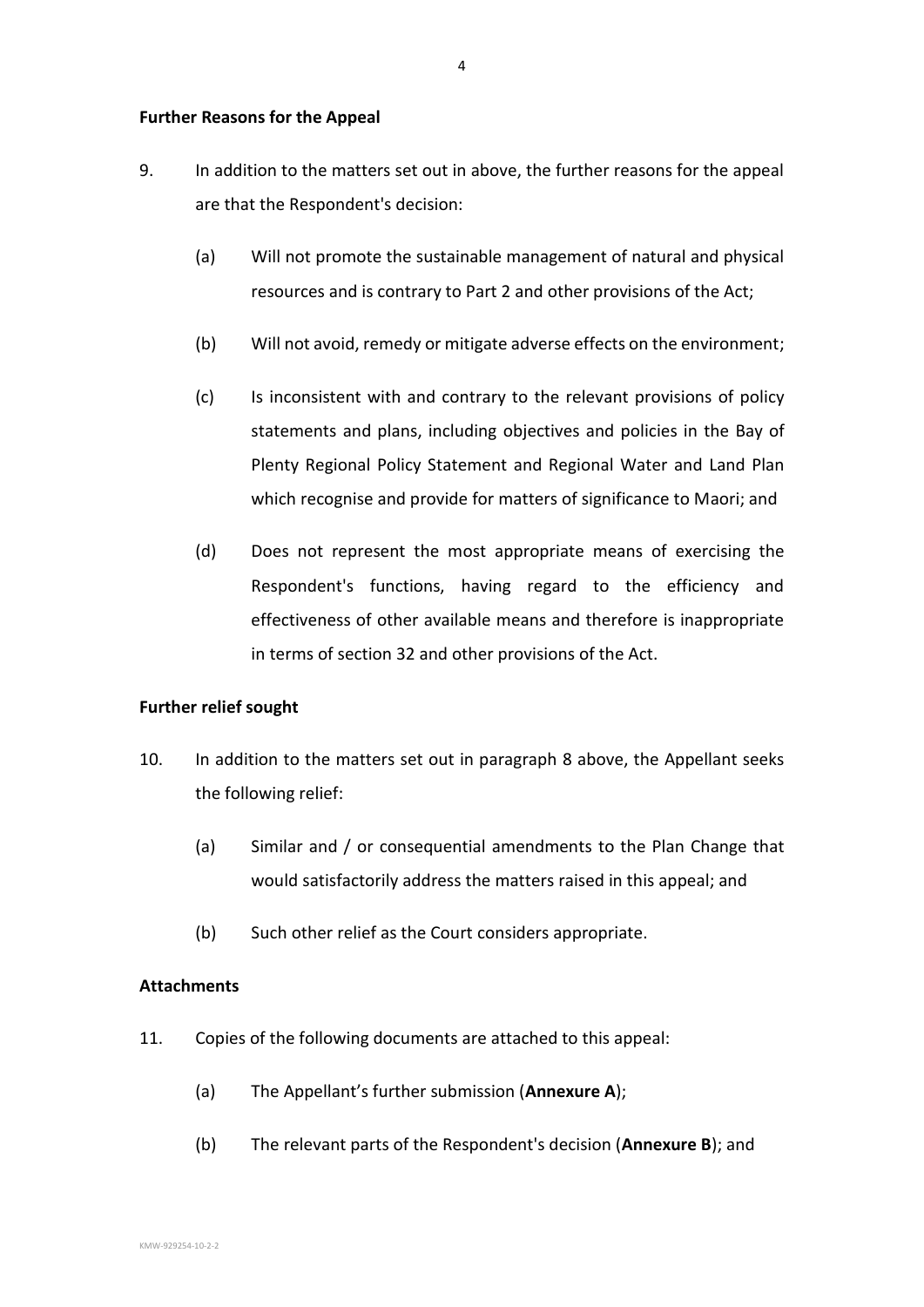**Further Reasons for the Appeal**

9. In addition to the matters set out in above, the further reasons for the appeal are that the Respondent's decision:

   (a) Will not promote the sustainable management of natural and physical resources and is contrary to Part 2 and other provisions of the Act;

   (b) Will not avoid, remedy or mitigate adverse effects on the environment;

   (c) Is inconsistent with and contrary to the relevant provisions of policy statements and plans, including objectives and policies in the Bay of Plenty Regional Policy Statement and Regional Water and Land Plan which recognise and provide for matters of significance to Maori; and

   (d) Does not represent the most appropriate means of exercising the Respondent's functions, having regard to the efficiency and effectiveness of other available means and therefore is inappropriate in terms of section 32 and other provisions of the Act.

**Further relief sought**

10. In addition to the matters set out in paragraph 8 above, the Appellant seeks the following relief:

    (a) Similar and / or consequential amendments to the Plan Change that would satisfactorily address the matters raised in this appeal; and

    (b) Such other relief as the Court considers appropriate.

**Attachments**

11. Copies of the following documents are attached to this appeal:

    (a) The Appellant's further submission (**Annexure A**);

    (b) The relevant parts of the Respondent's decision (**Annexure B**); and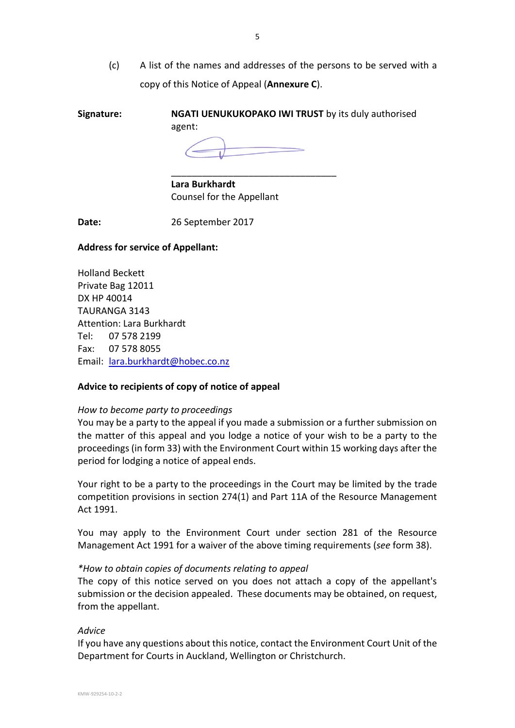(c) A list of the names and addresses of the persons to be served with a copy of this Notice of Appeal (**Annexure C**).

**Signature:** **NGATI UENUKUKOPAKO IWI TRUST** by its duly authorised agent:

\_\_\_\_\_\_\_\_\_\_\_\_\_\_\_\_\_\_\_\_\_\_\_\_\_\_\_\_\_\_\_\_

**Lara Burkhardt**
Counsel for the Appellant

**Date:** 26 September 2017

**Address for service of Appellant:**

Holland Beckett
Private Bag 12011
DX HP 40014
TAURANGA 3143
Attention: Lara Burkhardt
Tel: 07 578 2199
Fax: 07 578 8055
Email: lara.burkhardt@hobec.co.nz

**Advice to recipients of copy of notice of appeal**

*How to become party to proceedings*
You may be a party to the appeal if you made a submission or a further submission on the matter of this appeal and you lodge a notice of your wish to be a party to the proceedings (in form 33) with the Environment Court within 15 working days after the period for lodging a notice of appeal ends.

Your right to be a party to the proceedings in the Court may be limited by the trade competition provisions in section 274(1) and Part 11A of the Resource Management Act 1991.

You may apply to the Environment Court under section 281 of the Resource Management Act 1991 for a waiver of the above timing requirements (*see* form 38).

*\*How to obtain copies of documents relating to appeal*
The copy of this notice served on you does not attach a copy of the appellant's submission or the decision appealed. These documents may be obtained, on request, from the appellant.

*Advice*
If you have any questions about this notice, contact the Environment Court Unit of the Department for Courts in Auckland, Wellington or Christchurch.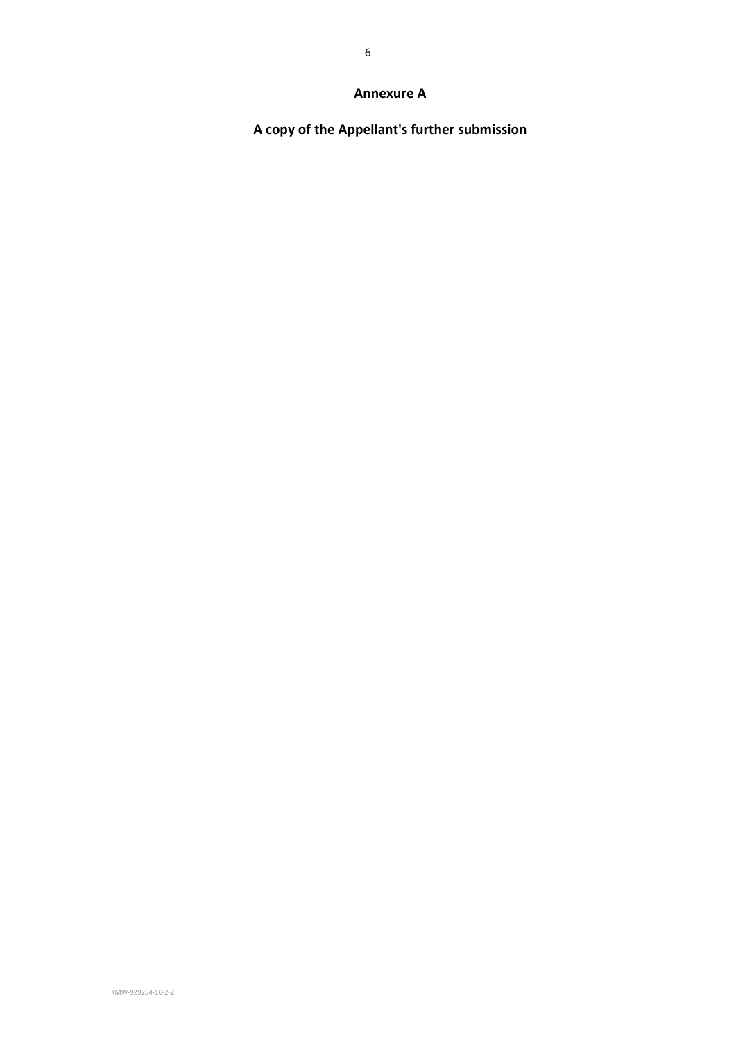**Annexure A**

**A copy of the Appellant's further submission**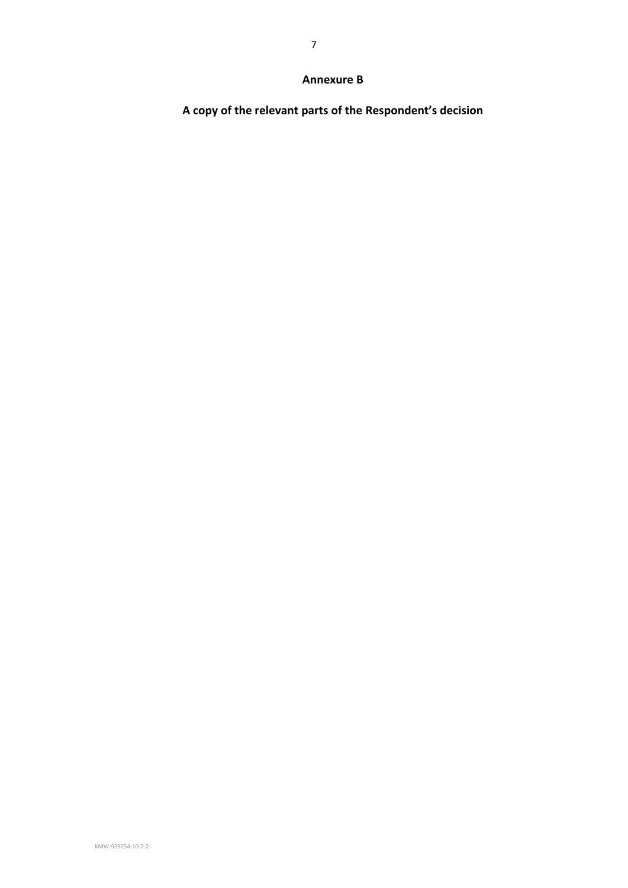## Annexure B

## A copy of the relevant parts of the Respondent's decision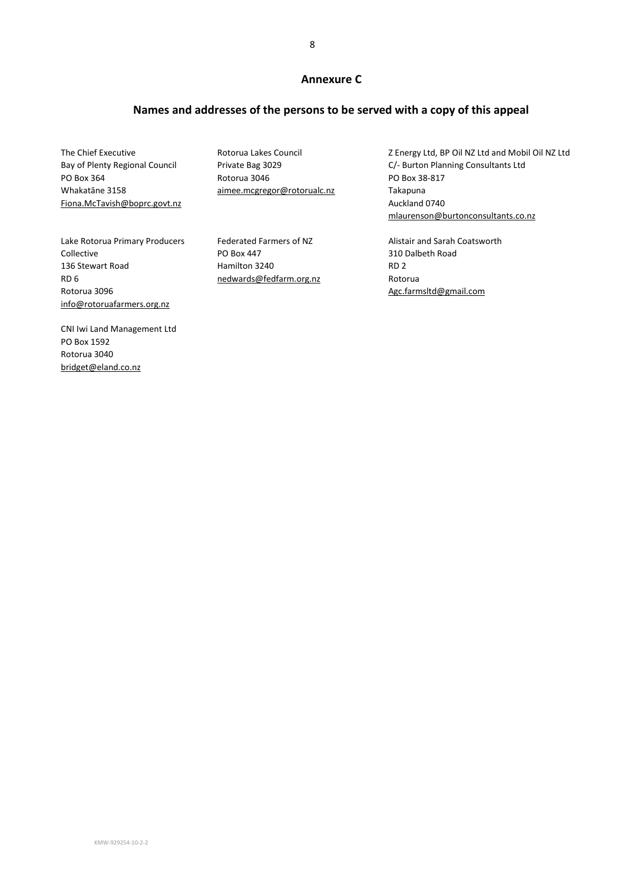## Annexure C

## Names and addresses of the persons to be served with a copy of this appeal

The Chief Executive
Bay of Plenty Regional Council
PO Box 364
Whakatāne 3158
Fiona.McTavish@boprc.govt.nz

Rotorua Lakes Council
Private Bag 3029
Rotorua 3046
aimee.mcgregor@rotorualc.nz

Z Energy Ltd, BP Oil NZ Ltd and Mobil Oil NZ Ltd
C/- Burton Planning Consultants Ltd
PO Box 38-817
Takapuna
Auckland 0740
mlaurenson@burtonconsultants.co.nz

Lake Rotorua Primary Producers Collective
136 Stewart Road
RD 6
Rotorua 3096
info@rotoruafarmers.org.nz

Federated Farmers of NZ
PO Box 447
Hamilton 3240
nedwards@fedfarm.org.nz

Alistair and Sarah Coatsworth
310 Dalbeth Road
RD 2
Rotorua
Agc.farmsltd@gmail.com

CNI Iwi Land Management Ltd
PO Box 1592
Rotorua 3040
bridget@eland.co.nz

KMW-929254-10-2-2